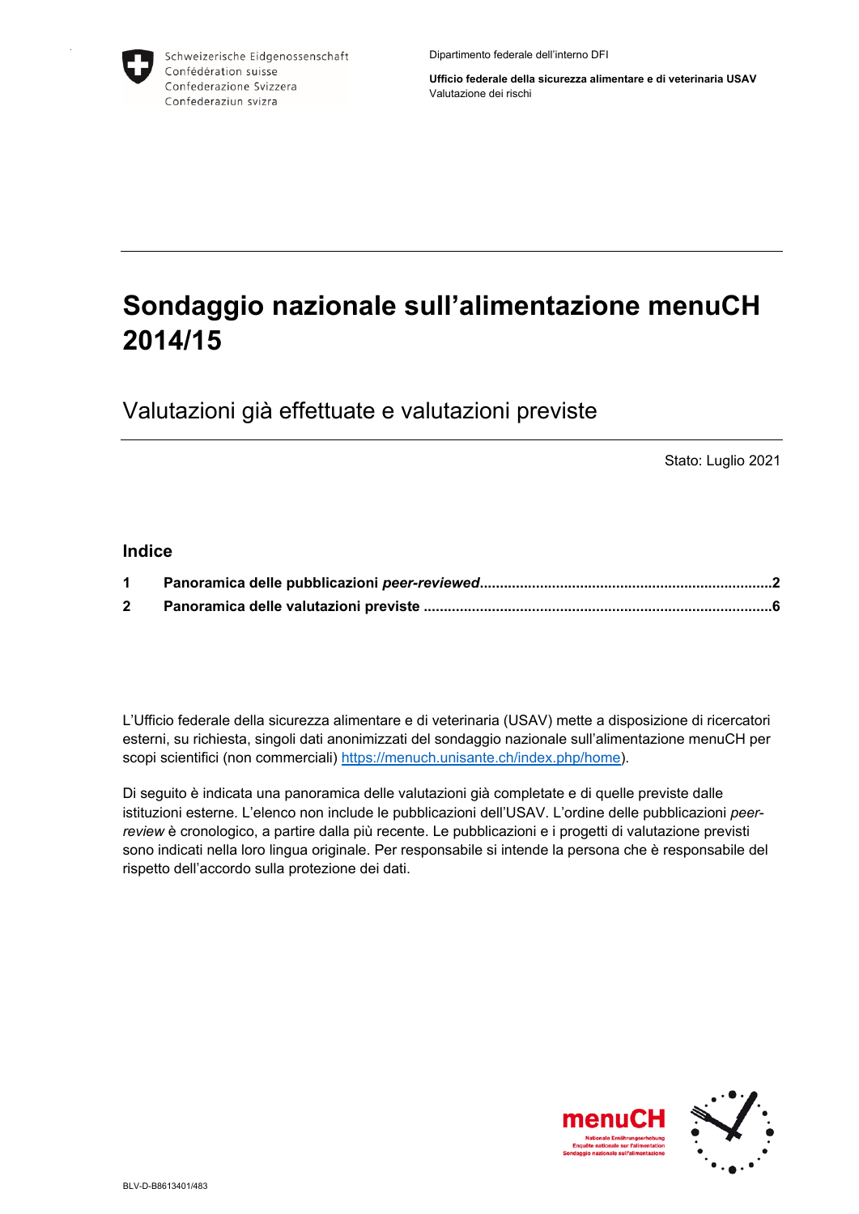Schweizerische Eidgenossenschaft
Confédération suisse
Confederazione Svizzera
Confederaziun svizra

Dipartimento federale dell'interno DFI

**Ufficio federale della sicurezza alimentare e di veterinaria USAV**
Valutazione dei rischi

# Sondaggio nazionale sull'alimentazione menuCH 2014/15

## Valutazioni già effettuate e valutazioni previste

Stato: Luglio 2021

### Indice

**1 Panoramica delle pubblicazioni *peer-reviewed*......2**

**2 Panoramica delle valutazioni previste ......6**

L'Ufficio federale della sicurezza alimentare e di veterinaria (USAV) mette a disposizione di ricercatori esterni, su richiesta, singoli dati anonimizzati del sondaggio nazionale sull'alimentazione menuCH per scopi scientifici (non commerciali) https://menuch.unisante.ch/index.php/home).

Di seguito è indicata una panoramica delle valutazioni già completate e di quelle previste dalle istituzioni esterne. L'elenco non include le pubblicazioni dell'USAV. L'ordine delle pubblicazioni *peer-review* è cronologico, a partire dalla più recente. Le pubblicazioni e i progetti di valutazione previsti sono indicati nella loro lingua originale. Per responsabile si intende la persona che è responsabile del rispetto dell'accordo sulla protezione dei dati.

menuCH
Nationale Ernährungserhebung
Enquête nationale sur l'alimentation
Sondaggio nazionale sull'alimentazione

BLV-D-B8613401/483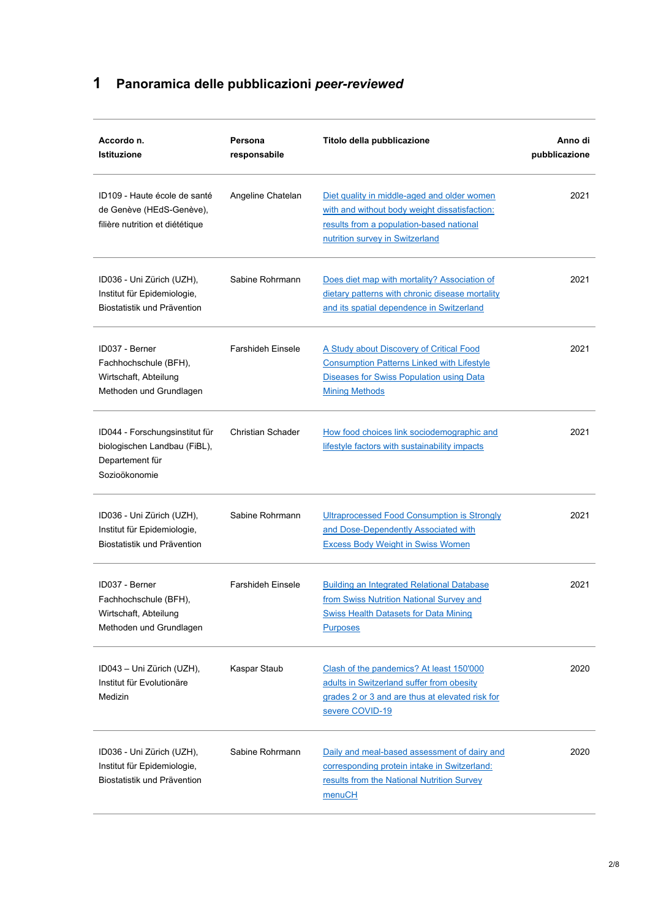# 1 Panoramica delle pubblicazioni *peer-reviewed*

| Accordo n. Istituzione | Persona responsabile | Titolo della pubblicazione | Anno di pubblicazione |
|---|---|---|---|
| ID109 - Haute école de santé de Genève (HEdS-Genève), filière nutrition et diététique | Angeline Chatelan | Diet quality in middle-aged and older women with and without body weight dissatisfaction: results from a population-based national nutrition survey in Switzerland | 2021 |
| ID036 - Uni Zürich (UZH), Institut für Epidemiologie, Biostatistik und Prävention | Sabine Rohrmann | Does diet map with mortality? Association of dietary patterns with chronic disease mortality and its spatial dependence in Switzerland | 2021 |
| ID037 - Berner Fachhochschule (BFH), Wirtschaft, Abteilung Methoden und Grundlagen | Farshideh Einsele | A Study about Discovery of Critical Food Consumption Patterns Linked with Lifestyle Diseases for Swiss Population using Data Mining Methods | 2021 |
| ID044 - Forschungsinstitut für biologischen Landbau (FiBL), Departement für Sozioökonomie | Christian Schader | How food choices link sociodemographic and lifestyle factors with sustainability impacts | 2021 |
| ID036 - Uni Zürich (UZH), Institut für Epidemiologie, Biostatistik und Prävention | Sabine Rohrmann | Ultraprocessed Food Consumption is Strongly and Dose-Dependently Associated with Excess Body Weight in Swiss Women | 2021 |
| ID037 - Berner Fachhochschule (BFH), Wirtschaft, Abteilung Methoden und Grundlagen | Farshideh Einsele | Building an Integrated Relational Database from Swiss Nutrition National Survey and Swiss Health Datasets for Data Mining Purposes | 2021 |
| ID043 – Uni Zürich (UZH), Institut für Evolutionäre Medizin | Kaspar Staub | Clash of the pandemics? At least 150'000 adults in Switzerland suffer from obesity grades 2 or 3 and are thus at elevated risk for severe COVID-19 | 2020 |
| ID036 - Uni Zürich (UZH), Institut für Epidemiologie, Biostatistik und Prävention | Sabine Rohrmann | Daily and meal-based assessment of dairy and corresponding protein intake in Switzerland: results from the National Nutrition Survey menuCH | 2020 |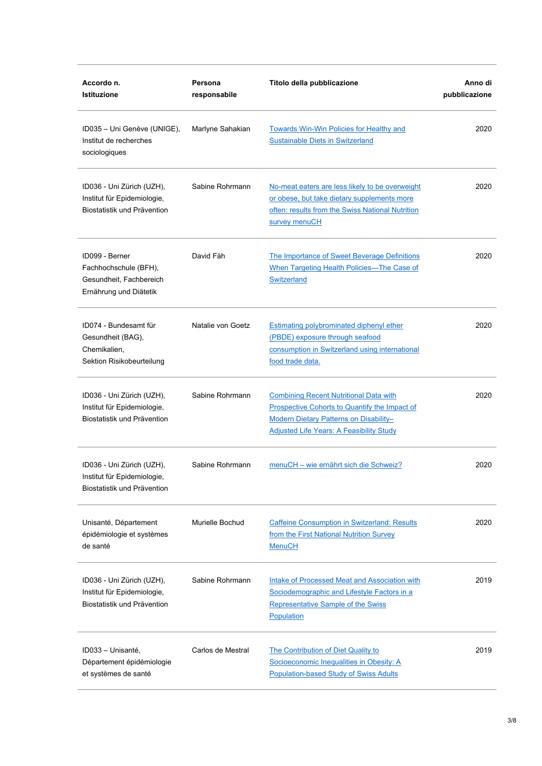| Accordo n. Istituzione | Persona responsabile | Titolo della pubblicazione | Anno di pubblicazione |
|---|---|---|---|
| ID035 – Uni Genève (UNIGE), Institut de recherches sociologiques | Marlyne Sahakian | Towards Win-Win Policies for Healthy and Sustainable Diets in Switzerland | 2020 |
| ID036 - Uni Zürich (UZH), Institut für Epidemiologie, Biostatistik und Prävention | Sabine Rohrmann | No-meat eaters are less likely to be overweight or obese, but take dietary supplements more often: results from the Swiss National Nutrition survey menuCH | 2020 |
| ID099 - Berner Fachhochschule (BFH), Gesundheit, Fachbereich Ernährung und Diätetik | David Fäh | The Importance of Sweet Beverage Definitions When Targeting Health Policies—The Case of Switzerland | 2020 |
| ID074 - Bundesamt für Gesundheit (BAG), Chemikalien, Sektion Risikobeurteilung | Natalie von Goetz | Estimating polybrominated diphenyl ether (PBDE) exposure through seafood consumption in Switzerland using international food trade data. | 2020 |
| ID036 - Uni Zürich (UZH), Institut für Epidemiologie, Biostatistik und Prävention | Sabine Rohrmann | Combining Recent Nutritional Data with Prospective Cohorts to Quantify the Impact of Modern Dietary Patterns on Disability–Adjusted Life Years: A Feasibility Study | 2020 |
| ID036 - Uni Zürich (UZH), Institut für Epidemiologie, Biostatistik und Prävention | Sabine Rohrmann | menuCH – wie ernährt sich die Schweiz? | 2020 |
| Unisanté, Département épidémiologie et systèmes de santé | Murielle Bochud | Caffeine Consumption in Switzerland: Results from the First National Nutrition Survey MenuCH | 2020 |
| ID036 - Uni Zürich (UZH), Institut für Epidemiologie, Biostatistik und Prävention | Sabine Rohrmann | Intake of Processed Meat and Association with Sociodemographic and Lifestyle Factors in a Representative Sample of the Swiss Population | 2019 |
| ID033 – Unisanté, Département épidémiologie et systèmes de santé | Carlos de Mestral | The Contribution of Diet Quality to Socioeconomic Inequalities in Obesity: A Population-based Study of Swiss Adults | 2019 |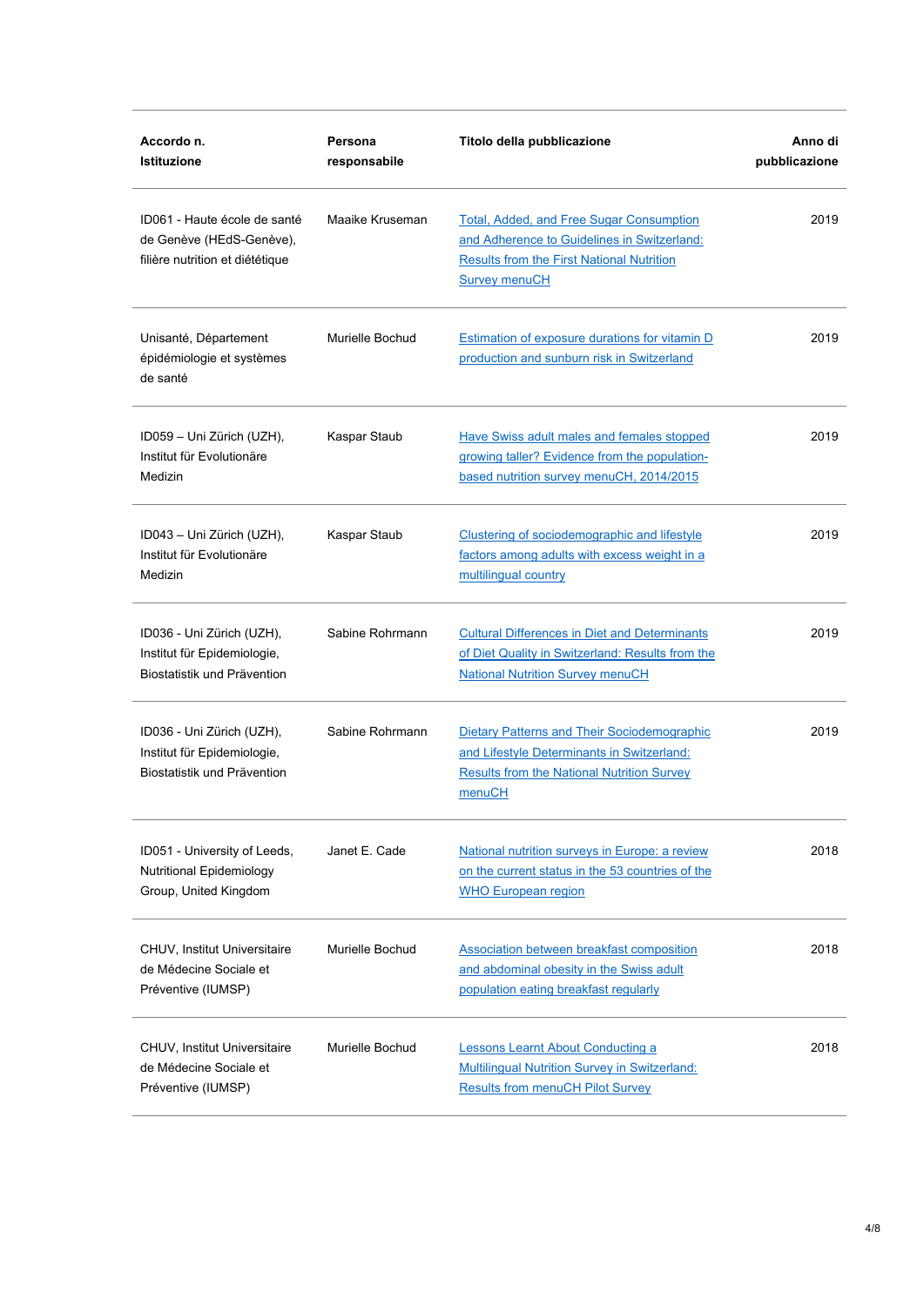| Accordo n. Istituzione | Persona responsabile | Titolo della pubblicazione | Anno di pubblicazione |
|---|---|---|---|
| ID061 - Haute école de santé de Genève (HEdS-Genève), filière nutrition et diététique | Maaike Kruseman | Total, Added, and Free Sugar Consumption and Adherence to Guidelines in Switzerland: Results from the First National Nutrition Survey menuCH | 2019 |
| Unisanté, Département épidémiologie et systèmes de santé | Murielle Bochud | Estimation of exposure durations for vitamin D production and sunburn risk in Switzerland | 2019 |
| ID059 – Uni Zürich (UZH), Institut für Evolutionäre Medizin | Kaspar Staub | Have Swiss adult males and females stopped growing taller? Evidence from the population-based nutrition survey menuCH, 2014/2015 | 2019 |
| ID043 – Uni Zürich (UZH), Institut für Evolutionäre Medizin | Kaspar Staub | Clustering of sociodemographic and lifestyle factors among adults with excess weight in a multilingual country | 2019 |
| ID036 - Uni Zürich (UZH), Institut für Epidemiologie, Biostatistik und Prävention | Sabine Rohrmann | Cultural Differences in Diet and Determinants of Diet Quality in Switzerland: Results from the National Nutrition Survey menuCH | 2019 |
| ID036 - Uni Zürich (UZH), Institut für Epidemiologie, Biostatistik und Prävention | Sabine Rohrmann | Dietary Patterns and Their Sociodemographic and Lifestyle Determinants in Switzerland: Results from the National Nutrition Survey menuCH | 2019 |
| ID051 - University of Leeds, Nutritional Epidemiology Group, United Kingdom | Janet E. Cade | National nutrition surveys in Europe: a review on the current status in the 53 countries of the WHO European region | 2018 |
| CHUV, Institut Universitaire de Médecine Sociale et Préventive (IUMSP) | Murielle Bochud | Association between breakfast composition and abdominal obesity in the Swiss adult population eating breakfast regularly | 2018 |
| CHUV, Institut Universitaire de Médecine Sociale et Préventive (IUMSP) | Murielle Bochud | Lessons Learnt About Conducting a Multilingual Nutrition Survey in Switzerland: Results from menuCH Pilot Survey | 2018 |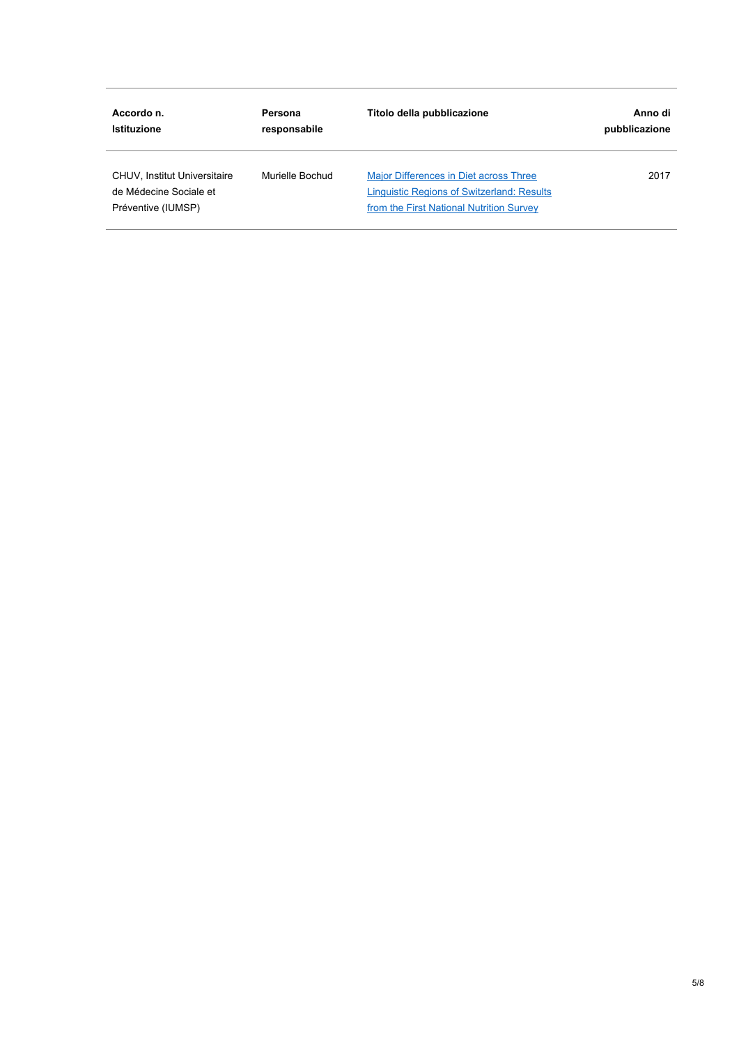| Accordo n.<br>Istituzione | Persona responsabile | Titolo della pubblicazione | Anno di pubblicazione |
| --- | --- | --- | --- |
| CHUV, Institut Universitaire de Médecine Sociale et Préventive (IUMSP) | Murielle Bochud | Major Differences in Diet across Three Linguistic Regions of Switzerland: Results from the First National Nutrition Survey | 2017 |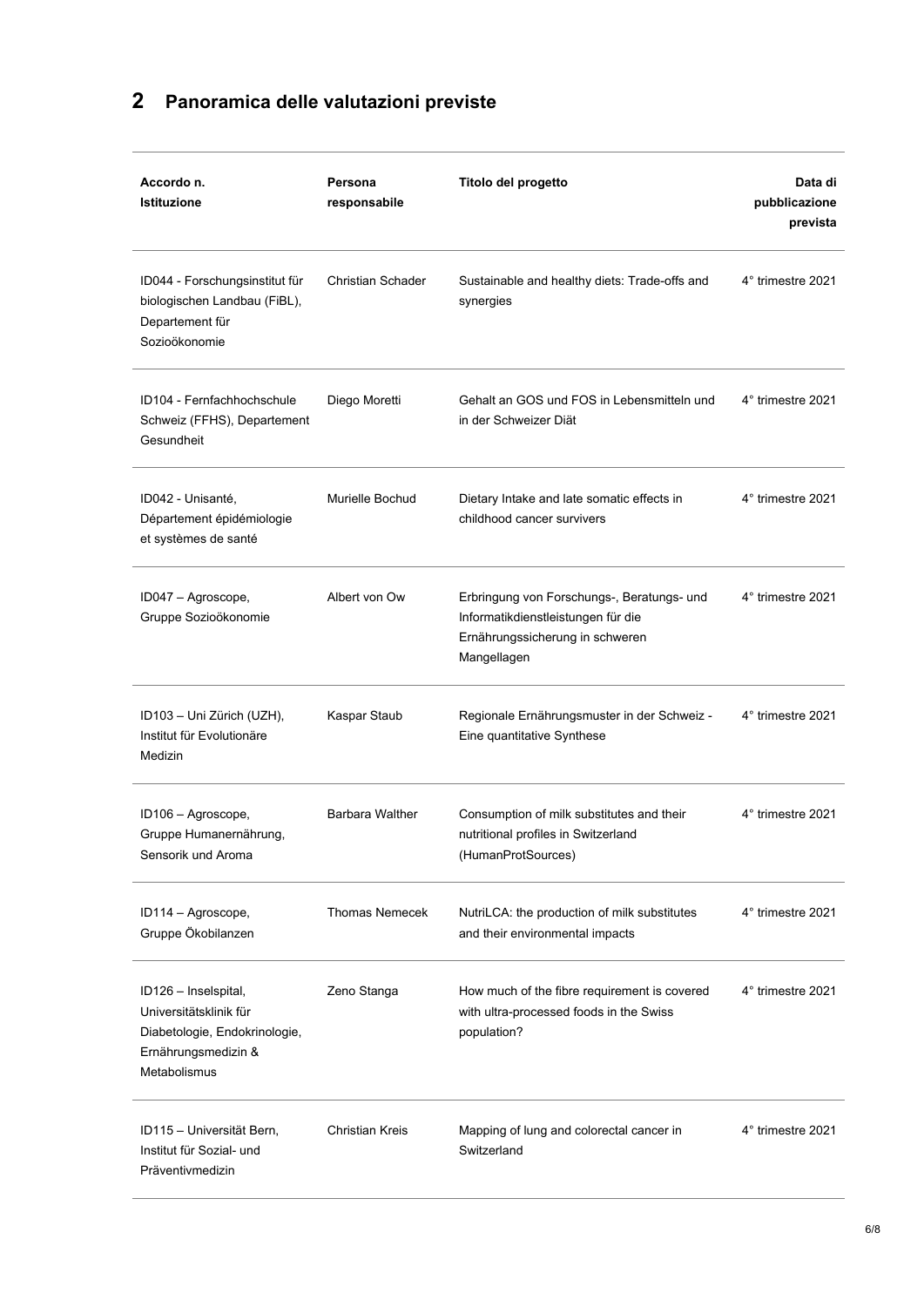## 2 Panoramica delle valutazioni previste

| Accordo n.<br>Istituzione | Persona responsabile | Titolo del progetto | Data di pubblicazione prevista |
|---|---|---|---|
| ID044 - Forschungsinstitut für biologischen Landbau (FiBL), Departement für Sozioökonomie | Christian Schader | Sustainable and healthy diets: Trade-offs and synergies | 4° trimestre 2021 |
| ID104 - Fernfachhochschule Schweiz (FFHS), Departement Gesundheit | Diego Moretti | Gehalt an GOS und FOS in Lebensmitteln und in der Schweizer Diät | 4° trimestre 2021 |
| ID042 - Unisanté, Département épidémiologie et systèmes de santé | Murielle Bochud | Dietary Intake and late somatic effects in childhood cancer survivers | 4° trimestre 2021 |
| ID047 – Agroscope, Gruppe Sozioökonomie | Albert von Ow | Erbringung von Forschungs-, Beratungs- und Informatikdienstleistungen für die Ernährungssicherung in schweren Mangellagen | 4° trimestre 2021 |
| ID103 – Uni Zürich (UZH), Institut für Evolutionäre Medizin | Kaspar Staub | Regionale Ernährungsmuster in der Schweiz - Eine quantitative Synthese | 4° trimestre 2021 |
| ID106 – Agroscope, Gruppe Humanernährung, Sensorik und Aroma | Barbara Walther | Consumption of milk substitutes and their nutritional profiles in Switzerland (HumanProtSources) | 4° trimestre 2021 |
| ID114 – Agroscope, Gruppe Ökobilanzen | Thomas Nemecek | NutriLCA: the production of milk substitutes and their environmental impacts | 4° trimestre 2021 |
| ID126 – Inselspital, Universitätsklinik für Diabetologie, Endokrinologie, Ernährungsmedizin & Metabolismus | Zeno Stanga | How much of the fibre requirement is covered with ultra-processed foods in the Swiss population? | 4° trimestre 2021 |
| ID115 – Universität Bern, Institut für Sozial- und Präventivmedizin | Christian Kreis | Mapping of lung and colorectal cancer in Switzerland | 4° trimestre 2021 |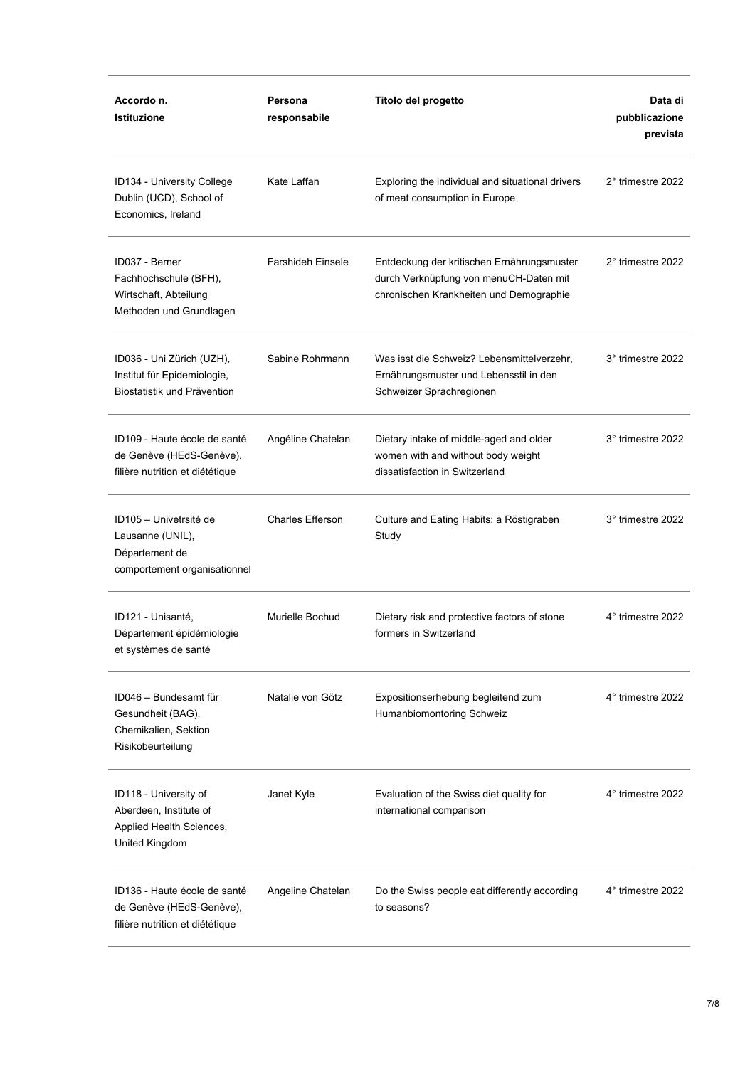| Accordo n. Istituzione | Persona responsabile | Titolo del progetto | Data di pubblicazione prevista |
|---|---|---|---|
| ID134 - University College Dublin (UCD), School of Economics, Ireland | Kate Laffan | Exploring the individual and situational drivers of meat consumption in Europe | 2° trimestre 2022 |
| ID037 - Berner Fachhochschule (BFH), Wirtschaft, Abteilung Methoden und Grundlagen | Farshideh Einsele | Entdeckung der kritischen Ernährungsmuster durch Verknüpfung von menuCH-Daten mit chronischen Krankheiten und Demographie | 2° trimestre 2022 |
| ID036 - Uni Zürich (UZH), Institut für Epidemiologie, Biostatistik und Prävention | Sabine Rohrmann | Was isst die Schweiz? Lebensmittelverzehr, Ernährungsmuster und Lebensstil in den Schweizer Sprachregionen | 3° trimestre 2022 |
| ID109 - Haute école de santé de Genève (HEdS-Genève), filière nutrition et diététique | Angéline Chatelan | Dietary intake of middle-aged and older women with and without body weight dissatisfaction in Switzerland | 3° trimestre 2022 |
| ID105 – Univetrsité de Lausanne (UNIL), Département de comportement organisationnel | Charles Efferson | Culture and Eating Habits: a Röstigraben Study | 3° trimestre 2022 |
| ID121 - Unisanté, Département épidémiologie et systèmes de santé | Murielle Bochud | Dietary risk and protective factors of stone formers in Switzerland | 4° trimestre 2022 |
| ID046 – Bundesamt für Gesundheit (BAG), Chemikalien, Sektion Risikobeurteilung | Natalie von Götz | Expositionserhebung begleitend zum Humanbiomontoring Schweiz | 4° trimestre 2022 |
| ID118 - University of Aberdeen, Institute of Applied Health Sciences, United Kingdom | Janet Kyle | Evaluation of the Swiss diet quality for international comparison | 4° trimestre 2022 |
| ID136 - Haute école de santé de Genève (HEdS-Genève), filière nutrition et diététique | Angeline Chatelan | Do the Swiss people eat differently according to seasons? | 4° trimestre 2022 |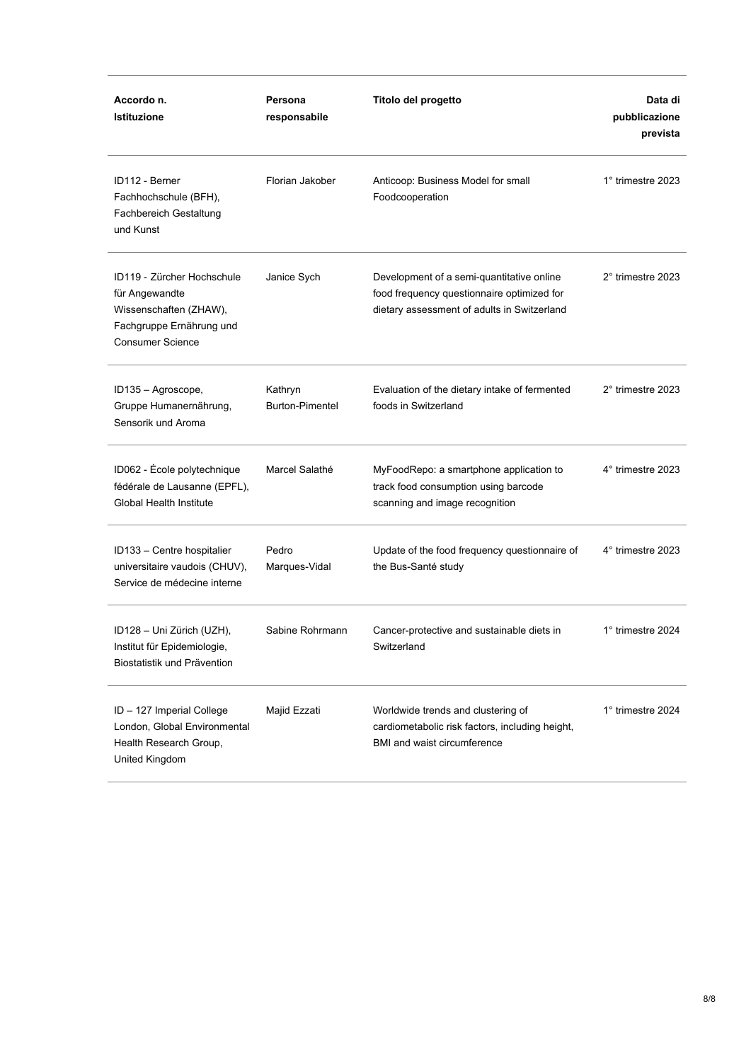| Accordo n. Istituzione | Persona responsabile | Titolo del progetto | Data di pubblicazione prevista |
|---|---|---|---|
| ID112 - Berner Fachhochschule (BFH), Fachbereich Gestaltung und Kunst | Florian Jakober | Anticoop: Business Model for small Foodcooperation | 1° trimestre 2023 |
| ID119 - Zürcher Hochschule für Angewandte Wissenschaften (ZHAW), Fachgruppe Ernährung und Consumer Science | Janice Sych | Development of a semi-quantitative online food frequency questionnaire optimized for dietary assessment of adults in Switzerland | 2° trimestre 2023 |
| ID135 – Agroscope, Gruppe Humanernährung, Sensorik und Aroma | Kathryn Burton-Pimentel | Evaluation of the dietary intake of fermented foods in Switzerland | 2° trimestre 2023 |
| ID062 - École polytechnique fédérale de Lausanne (EPFL), Global Health Institute | Marcel Salathé | MyFoodRepo: a smartphone application to track food consumption using barcode scanning and image recognition | 4° trimestre 2023 |
| ID133 – Centre hospitalier universitaire vaudois (CHUV), Service de médecine interne | Pedro Marques-Vidal | Update of the food frequency questionnaire of the Bus-Santé study | 4° trimestre 2023 |
| ID128 – Uni Zürich (UZH), Institut für Epidemiologie, Biostatistik und Prävention | Sabine Rohrmann | Cancer-protective and sustainable diets in Switzerland | 1° trimestre 2024 |
| ID – 127 Imperial College London, Global Environmental Health Research Group, United Kingdom | Majid Ezzati | Worldwide trends and clustering of cardiometabolic risk factors, including height, BMI and waist circumference | 1° trimestre 2024 |